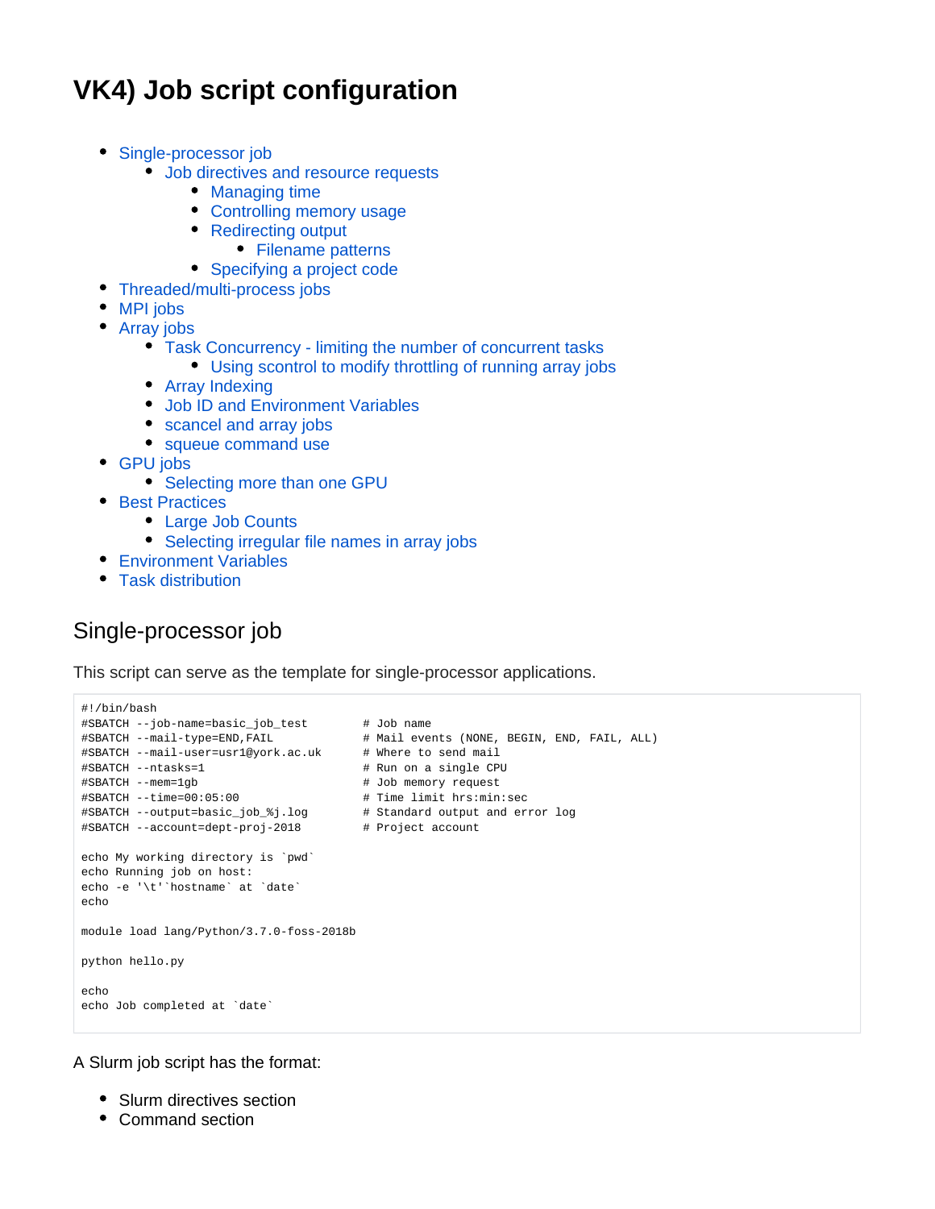# VK4) Job script configuration

- Single-processor job
  - Job directives and resource requests
    - Managing time
    - Controlling memory usage
    - Redirecting output
      - Filename patterns
    - Specifying a project code
- Threaded/multi-process jobs
- MPI jobs
- Array jobs
  - Task Concurrency - limiting the number of concurrent tasks
    - Using scontrol to modify throttling of running array jobs
  - Array Indexing
  - Job ID and Environment Variables
  - scancel and array jobs
  - squeue command use
- GPU jobs
  - Selecting more than one GPU
- Best Practices
  - Large Job Counts
  - Selecting irregular file names in array jobs
- Environment Variables
- Task distribution

## Single-processor job

This script can serve as the template for single-processor applications.

```
#!/bin/bash
#SBATCH --job-name=basic_job_test        # Job name
#SBATCH --mail-type=END,FAIL             # Mail events (NONE, BEGIN, END, FAIL, ALL)
#SBATCH --mail-user=usr1@york.ac.uk      # Where to send mail
#SBATCH --ntasks=1                       # Run on a single CPU
#SBATCH --mem=1gb                        # Job memory request
#SBATCH --time=00:05:00                  # Time limit hrs:min:sec
#SBATCH --output=basic_job_%j.log        # Standard output and error log
#SBATCH --account=dept-proj-2018         # Project account

echo My working directory is `pwd`
echo Running job on host:
echo -e '\t'`hostname` at `date`
echo

module load lang/Python/3.7.0-foss-2018b

python hello.py

echo
echo Job completed at `date`
```

A Slurm job script has the format:

- Slurm directives section
- Command section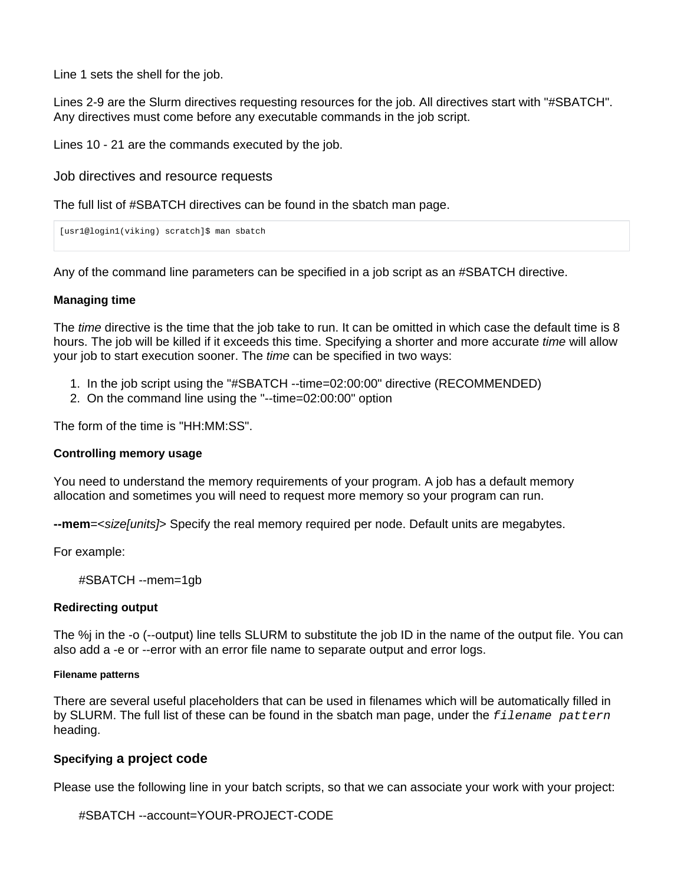Line 1 sets the shell for the job.

Lines 2-9 are the Slurm directives requesting resources for the job. All directives start with "#SBATCH". Any directives must come before any executable commands in the job script.

Lines 10 - 21 are the commands executed by the job.

## Job directives and resource requests

The full list of #SBATCH directives can be found in the sbatch man page.

```
[usr1@login1(viking) scratch]$ man sbatch
```

Any of the command line parameters can be specified in a job script as an #SBATCH directive.

#### Managing time

The *time* directive is the time that the job take to run. It can be omitted in which case the default time is 8 hours. The job will be killed if it exceeds this time. Specifying a shorter and more accurate *time* will allow your job to start execution sooner. The *time* can be specified in two ways:

1. In the job script using the "#SBATCH --time=02:00:00" directive (RECOMMENDED)
2. On the command line using the "--time=02:00:00" option

The form of the time is "HH:MM:SS".

#### Controlling memory usage

You need to understand the memory requirements of your program. A job has a default memory allocation and sometimes you will need to request more memory so your program can run.

**--mem**=<*size[units]*> Specify the real memory required per node. Default units are megabytes.

For example:

> #SBATCH --mem=1gb

#### Redirecting output

The %j in the -o (--output) line tells SLURM to substitute the job ID in the name of the output file. You can also add a -e or --error with an error file name to separate output and error logs.

##### Filename patterns

There are several useful placeholders that can be used in filenames which will be automatically filled in by SLURM. The full list of these can be found in the sbatch man page, under the `filename pattern` heading.

### Specifying a project code

Please use the following line in your batch scripts, so that we can associate your work with your project:

> #SBATCH --account=YOUR-PROJECT-CODE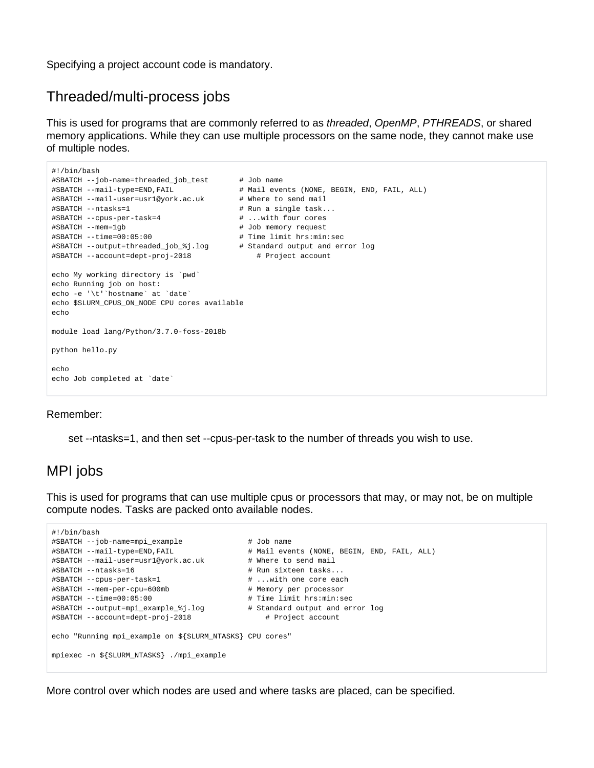Specifying a project account code is mandatory.

## Threaded/multi-process jobs

This is used for programs that are commonly referred to as *threaded*, *OpenMP*, *PTHREADS*, or shared memory applications. While they can use multiple processors on the same node, they cannot make use of multiple nodes.

```
#!/bin/bash
#SBATCH --job-name=threaded_job_test       # Job name
#SBATCH --mail-type=END,FAIL               # Mail events (NONE, BEGIN, END, FAIL, ALL)
#SBATCH --mail-user=usr1@york.ac.uk        # Where to send mail
#SBATCH --ntasks=1                         # Run a single task...
#SBATCH --cpus-per-task=4                  # ...with four cores
#SBATCH --mem=1gb                          # Job memory request
#SBATCH --time=00:05:00                    # Time limit hrs:min:sec
#SBATCH --output=threaded_job_%j.log       # Standard output and error log
#SBATCH --account=dept-proj-2018               # Project account

echo My working directory is `pwd`
echo Running job on host:
echo -e '\t'`hostname` at `date`
echo $SLURM_CPUS_ON_NODE CPU cores available
echo

module load lang/Python/3.7.0-foss-2018b

python hello.py

echo
echo Job completed at `date`
```

Remember:

> set --ntasks=1, and then set --cpus-per-task to the number of threads you wish to use.

## MPI jobs

This is used for programs that can use multiple cpus or processors that may, or may not, be on multiple compute nodes. Tasks are packed onto available nodes.

```
#!/bin/bash
#SBATCH --job-name=mpi_example               # Job name
#SBATCH --mail-type=END,FAIL                 # Mail events (NONE, BEGIN, END, FAIL, ALL)
#SBATCH --mail-user=usr1@york.ac.uk          # Where to send mail
#SBATCH --ntasks=16                          # Run sixteen tasks...
#SBATCH --cpus-per-task=1                    # ...with one core each
#SBATCH --mem-per-cpu=600mb                  # Memory per processor
#SBATCH --time=00:05:00                      # Time limit hrs:min:sec
#SBATCH --output=mpi_example_%j.log          # Standard output and error log
#SBATCH --account=dept-proj-2018                 # Project account

echo "Running mpi_example on ${SLURM_NTASKS} CPU cores"

mpiexec -n ${SLURM_NTASKS} ./mpi_example
```

More control over which nodes are used and where tasks are placed, can be specified.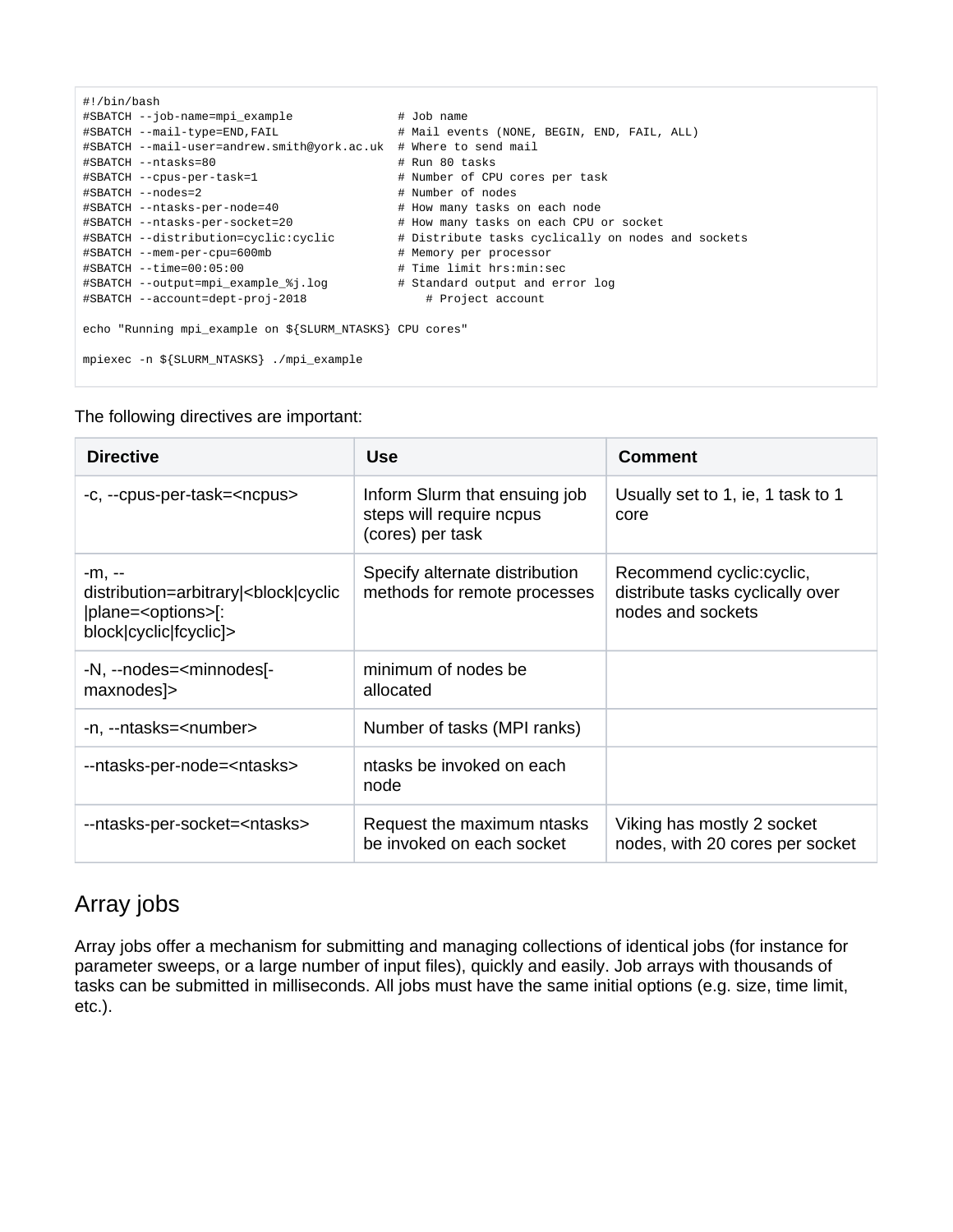```
#!/bin/bash
#SBATCH --job-name=mpi_example               # Job name
#SBATCH --mail-type=END,FAIL                 # Mail events (NONE, BEGIN, END, FAIL, ALL)
#SBATCH --mail-user=andrew.smith@york.ac.uk  # Where to send mail
#SBATCH --ntasks=80                          # Run 80 tasks
#SBATCH --cpus-per-task=1                    # Number of CPU cores per task
#SBATCH --nodes=2                            # Number of nodes
#SBATCH --ntasks-per-node=40                 # How many tasks on each node
#SBATCH --ntasks-per-socket=20               # How many tasks on each CPU or socket
#SBATCH --distribution=cyclic:cyclic         # Distribute tasks cyclically on nodes and sockets
#SBATCH --mem-per-cpu=600mb                  # Memory per processor
#SBATCH --time=00:05:00                      # Time limit hrs:min:sec
#SBATCH --output=mpi_example_%j.log          # Standard output and error log
#SBATCH --account=dept-proj-2018                 # Project account

echo "Running mpi_example on ${SLURM_NTASKS} CPU cores"

mpiexec -n ${SLURM_NTASKS} ./mpi_example
```

The following directives are important:

| Directive | Use | Comment |
| --- | --- | --- |
| -c, --cpus-per-task=<ncpus> | Inform Slurm that ensuing job steps will require ncpus (cores) per task | Usually set to 1, ie, 1 task to 1 core |
| -m, --distribution=arbitrary\|<block\|cyclic\|plane=<options>[:block\|cyclic\|fcyclic]> | Specify alternate distribution methods for remote processes | Recommend cyclic:cyclic, distribute tasks cyclically over nodes and sockets |
| -N, --nodes=<minnodes[-maxnodes]> | minimum of nodes be allocated | |
| -n, --ntasks=<number> | Number of tasks (MPI ranks) | |
| --ntasks-per-node=<ntasks> | ntasks be invoked on each node | |
| --ntasks-per-socket=<ntasks> | Request the maximum ntasks be invoked on each socket | Viking has mostly 2 socket nodes, with 20 cores per socket |

## Array jobs

Array jobs offer a mechanism for submitting and managing collections of identical jobs (for instance for parameter sweeps, or a large number of input files), quickly and easily. Job arrays with thousands of tasks can be submitted in milliseconds. All jobs must have the same initial options (e.g. size, time limit, etc.).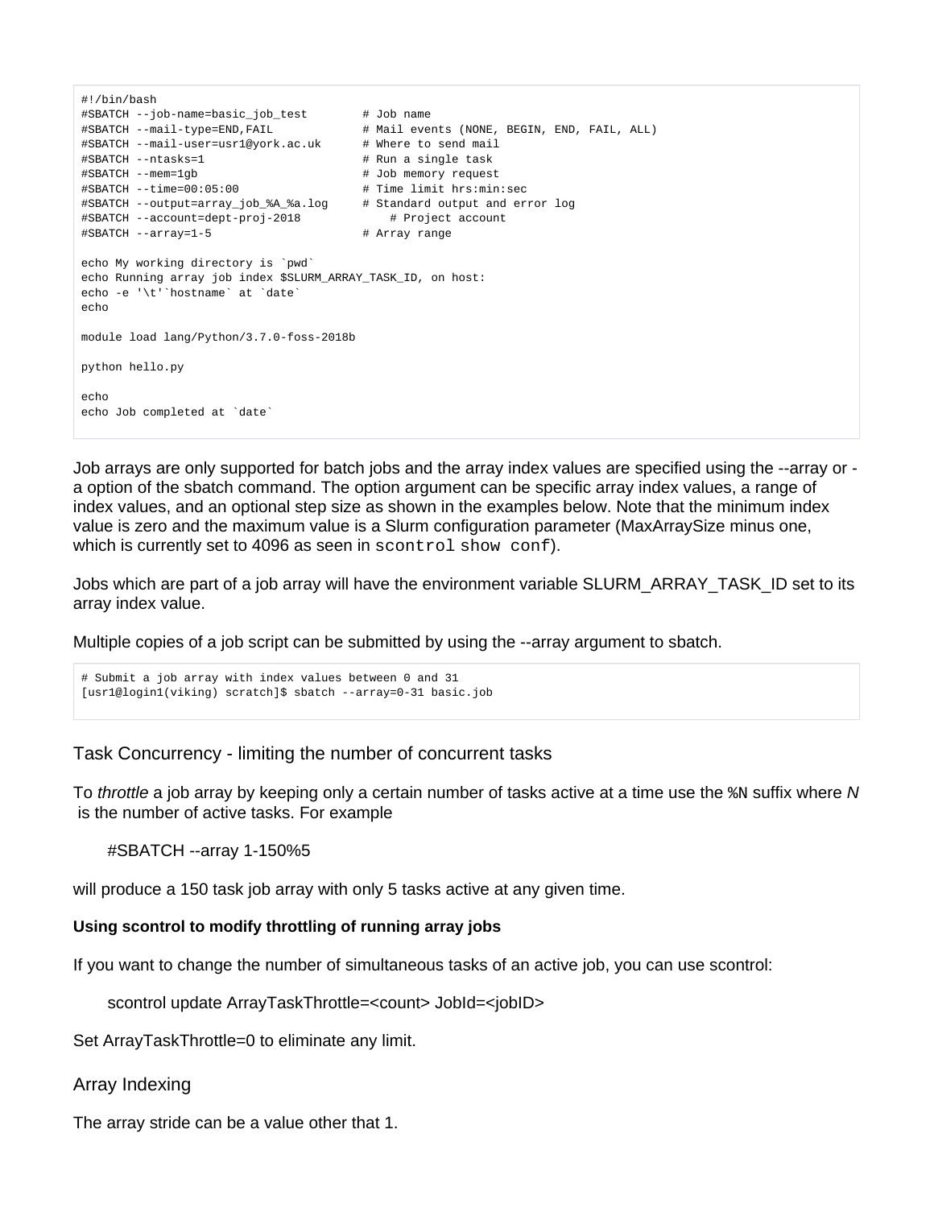```
#!/bin/bash
#SBATCH --job-name=basic_job_test        # Job name
#SBATCH --mail-type=END,FAIL             # Mail events (NONE, BEGIN, END, FAIL, ALL)
#SBATCH --mail-user=usr1@york.ac.uk      # Where to send mail
#SBATCH --ntasks=1                       # Run a single task
#SBATCH --mem=1gb                        # Job memory request
#SBATCH --time=00:05:00                  # Time limit hrs:min:sec
#SBATCH --output=array_job_%A_%a.log     # Standard output and error log
#SBATCH --account=dept-proj-2018             # Project account
#SBATCH --array=1-5                      # Array range

echo My working directory is `pwd`
echo Running array job index $SLURM_ARRAY_TASK_ID, on host:
echo -e '\t'`hostname` at `date`
echo

module load lang/Python/3.7.0-foss-2018b

python hello.py

echo
echo Job completed at `date`
```

Job arrays are only supported for batch jobs and the array index values are specified using the --array or -a option of the sbatch command. The option argument can be specific array index values, a range of index values, and an optional step size as shown in the examples below. Note that the minimum index value is zero and the maximum value is a Slurm configuration parameter (MaxArraySize minus one, which is currently set to 4096 as seen in `scontrol show conf`).

Jobs which are part of a job array will have the environment variable SLURM_ARRAY_TASK_ID set to its array index value.

Multiple copies of a job script can be submitted by using the --array argument to sbatch.

```
# Submit a job array with index values between 0 and 31
[usr1@login1(viking) scratch]$ sbatch --array=0-31 basic.job
```

## Task Concurrency - limiting the number of concurrent tasks

To *throttle* a job array by keeping only a certain number of tasks active at a time use the `%N` suffix where *N* is the number of active tasks. For example

    #SBATCH --array 1-150%5

will produce a 150 task job array with only 5 tasks active at any given time.

#### Using scontrol to modify throttling of running array jobs

If you want to change the number of simultaneous tasks of an active job, you can use scontrol:

    scontrol update ArrayTaskThrottle=<count> JobId=<jobID>

Set ArrayTaskThrottle=0 to eliminate any limit.

## Array Indexing

The array stride can be a value other that 1.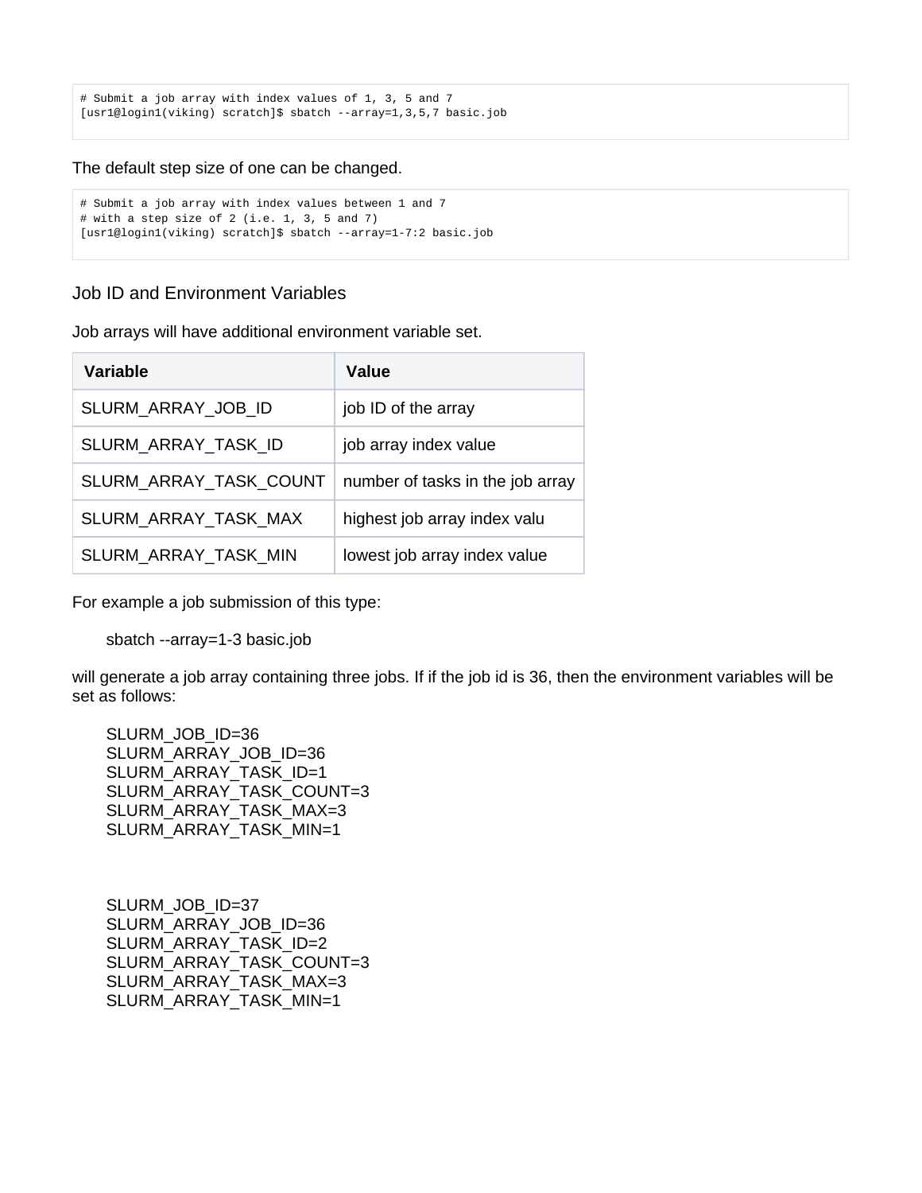```
# Submit a job array with index values of 1, 3, 5 and 7
[usr1@login1(viking) scratch]$ sbatch --array=1,3,5,7 basic.job
```

The default step size of one can be changed.

```
# Submit a job array with index values between 1 and 7
# with a step size of 2 (i.e. 1, 3, 5 and 7)
[usr1@login1(viking) scratch]$ sbatch --array=1-7:2 basic.job
```

### Job ID and Environment Variables

Job arrays will have additional environment variable set.

| Variable | Value |
|---|---|
| SLURM_ARRAY_JOB_ID | job ID of the array |
| SLURM_ARRAY_TASK_ID | job array index value |
| SLURM_ARRAY_TASK_COUNT | number of tasks in the job array |
| SLURM_ARRAY_TASK_MAX | highest job array index valu |
| SLURM_ARRAY_TASK_MIN | lowest job array index value |

For example a job submission of this type:

sbatch --array=1-3 basic.job

will generate a job array containing three jobs. If if the job id is 36, then the environment variables will be set as follows:

SLURM_JOB_ID=36
SLURM_ARRAY_JOB_ID=36
SLURM_ARRAY_TASK_ID=1
SLURM_ARRAY_TASK_COUNT=3
SLURM_ARRAY_TASK_MAX=3
SLURM_ARRAY_TASK_MIN=1

SLURM_JOB_ID=37
SLURM_ARRAY_JOB_ID=36
SLURM_ARRAY_TASK_ID=2
SLURM_ARRAY_TASK_COUNT=3
SLURM_ARRAY_TASK_MAX=3
SLURM_ARRAY_TASK_MIN=1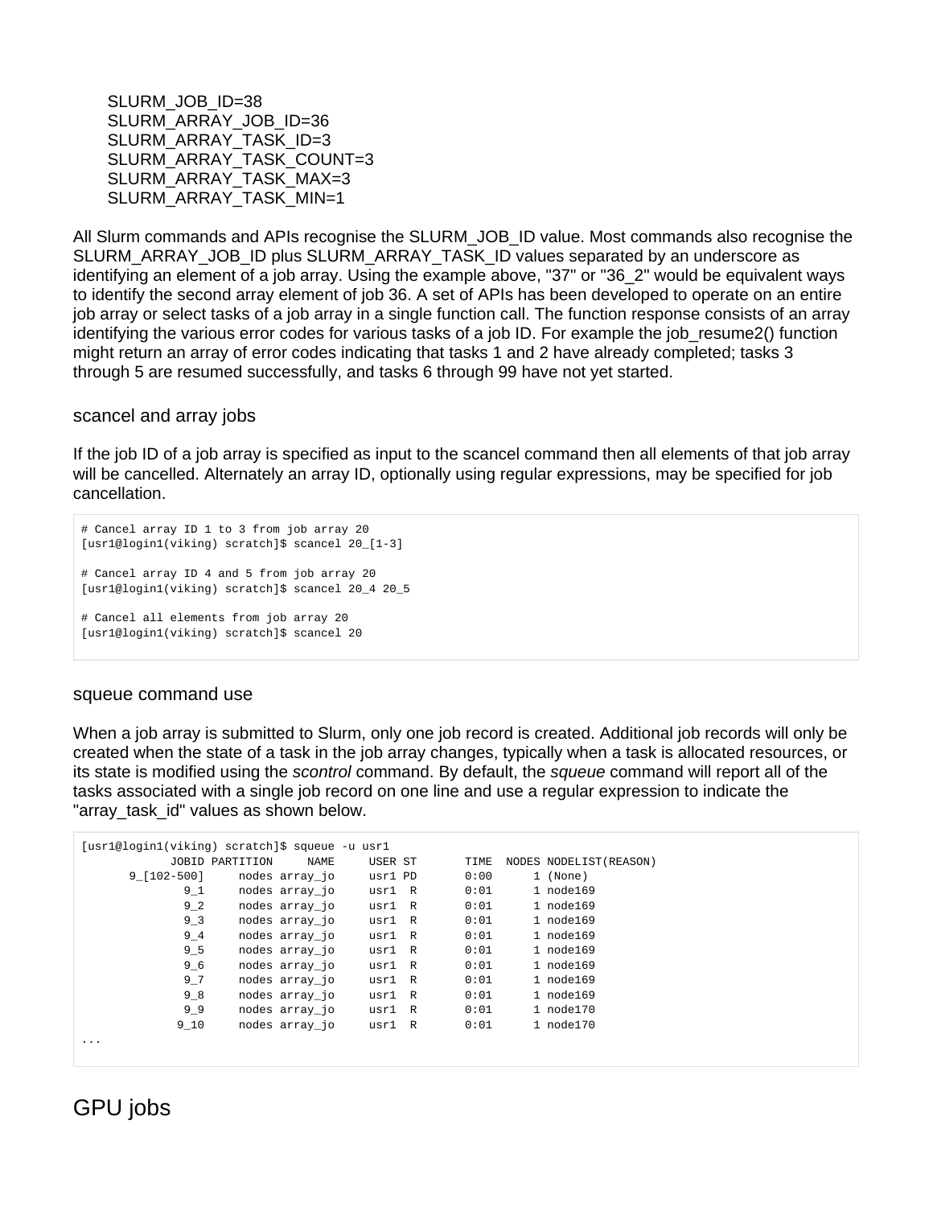```
SLURM_JOB_ID=38
SLURM_ARRAY_JOB_ID=36
SLURM_ARRAY_TASK_ID=3
SLURM_ARRAY_TASK_COUNT=3
SLURM_ARRAY_TASK_MAX=3
SLURM_ARRAY_TASK_MIN=1
```

All Slurm commands and APIs recognise the SLURM_JOB_ID value. Most commands also recognise the SLURM_ARRAY_JOB_ID plus SLURM_ARRAY_TASK_ID values separated by an underscore as identifying an element of a job array. Using the example above, "37" or "36_2" would be equivalent ways to identify the second array element of job 36. A set of APIs has been developed to operate on an entire job array or select tasks of a job array in a single function call. The function response consists of an array identifying the various error codes for various tasks of a job ID. For example the job_resume2() function might return an array of error codes indicating that tasks 1 and 2 have already completed; tasks 3 through 5 are resumed successfully, and tasks 6 through 99 have not yet started.

### scancel and array jobs

If the job ID of a job array is specified as input to the scancel command then all elements of that job array will be cancelled. Alternately an array ID, optionally using regular expressions, may be specified for job cancellation.

```
# Cancel array ID 1 to 3 from job array 20
[usr1@login1(viking) scratch]$ scancel 20_[1-3]

# Cancel array ID 4 and 5 from job array 20
[usr1@login1(viking) scratch]$ scancel 20_4 20_5

# Cancel all elements from job array 20
[usr1@login1(viking) scratch]$ scancel 20
```

### squeue command use

When a job array is submitted to Slurm, only one job record is created. Additional job records will only be created when the state of a task in the job array changes, typically when a task is allocated resources, or its state is modified using the *scontrol* command. By default, the *squeue* command will report all of the tasks associated with a single job record on one line and use a regular expression to indicate the "array_task_id" values as shown below.

```
[usr1@login1(viking) scratch]$ squeue -u usr1
           JOBID PARTITION     NAME     USER ST       TIME  NODES NODELIST(REASON)
       9_[102-500]     nodes array_jo     usr1 PD       0:00      1 (None)
             9_1     nodes array_jo     usr1  R       0:01      1 node169
             9_2     nodes array_jo     usr1  R       0:01      1 node169
             9_3     nodes array_jo     usr1  R       0:01      1 node169
             9_4     nodes array_jo     usr1  R       0:01      1 node169
             9_5     nodes array_jo     usr1  R       0:01      1 node169
             9_6     nodes array_jo     usr1  R       0:01      1 node169
             9_7     nodes array_jo     usr1  R       0:01      1 node169
             9_8     nodes array_jo     usr1  R       0:01      1 node169
             9_9     nodes array_jo     usr1  R       0:01      1 node170
            9_10     nodes array_jo     usr1  R       0:01      1 node170
...
```

## GPU jobs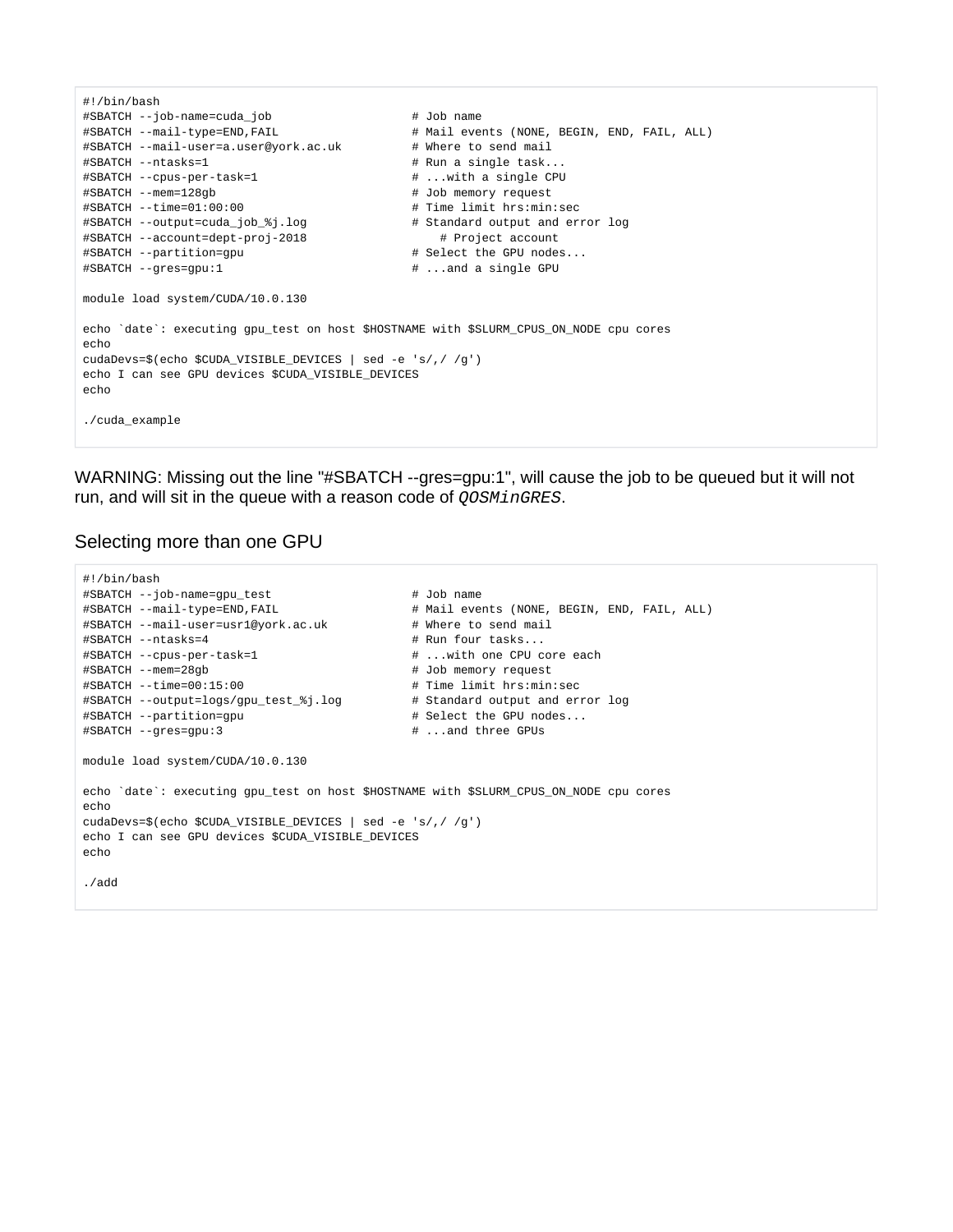```
#!/bin/bash
#SBATCH --job-name=cuda_job                    # Job name
#SBATCH --mail-type=END,FAIL                   # Mail events (NONE, BEGIN, END, FAIL, ALL)
#SBATCH --mail-user=a.user@york.ac.uk          # Where to send mail
#SBATCH --ntasks=1                             # Run a single task...
#SBATCH --cpus-per-task=1                      # ...with a single CPU
#SBATCH --mem=128gb                            # Job memory request
#SBATCH --time=01:00:00                        # Time limit hrs:min:sec
#SBATCH --output=cuda_job_%j.log               # Standard output and error log
#SBATCH --account=dept-proj-2018                   # Project account
#SBATCH --partition=gpu                        # Select the GPU nodes...
#SBATCH --gres=gpu:1                           # ...and a single GPU

module load system/CUDA/10.0.130

echo `date`: executing gpu_test on host $HOSTNAME with $SLURM_CPUS_ON_NODE cpu cores
echo
cudaDevs=$(echo $CUDA_VISIBLE_DEVICES | sed -e 's/,/ /g')
echo I can see GPU devices $CUDA_VISIBLE_DEVICES
echo

./cuda_example
```

WARNING: Missing out the line "#SBATCH --gres=gpu:1", will cause the job to be queued but it will not run, and will sit in the queue with a reason code of `QOSMinGRES`.

## Selecting more than one GPU

```
#!/bin/bash
#SBATCH --job-name=gpu_test                    # Job name
#SBATCH --mail-type=END,FAIL                   # Mail events (NONE, BEGIN, END, FAIL, ALL)
#SBATCH --mail-user=usr1@york.ac.uk            # Where to send mail
#SBATCH --ntasks=4                             # Run four tasks...
#SBATCH --cpus-per-task=1                      # ...with one CPU core each
#SBATCH --mem=28gb                             # Job memory request
#SBATCH --time=00:15:00                        # Time limit hrs:min:sec
#SBATCH --output=logs/gpu_test_%j.log          # Standard output and error log
#SBATCH --partition=gpu                        # Select the GPU nodes...
#SBATCH --gres=gpu:3                           # ...and three GPUs

module load system/CUDA/10.0.130

echo `date`: executing gpu_test on host $HOSTNAME with $SLURM_CPUS_ON_NODE cpu cores
echo
cudaDevs=$(echo $CUDA_VISIBLE_DEVICES | sed -e 's/,/ /g')
echo I can see GPU devices $CUDA_VISIBLE_DEVICES
echo

./add
```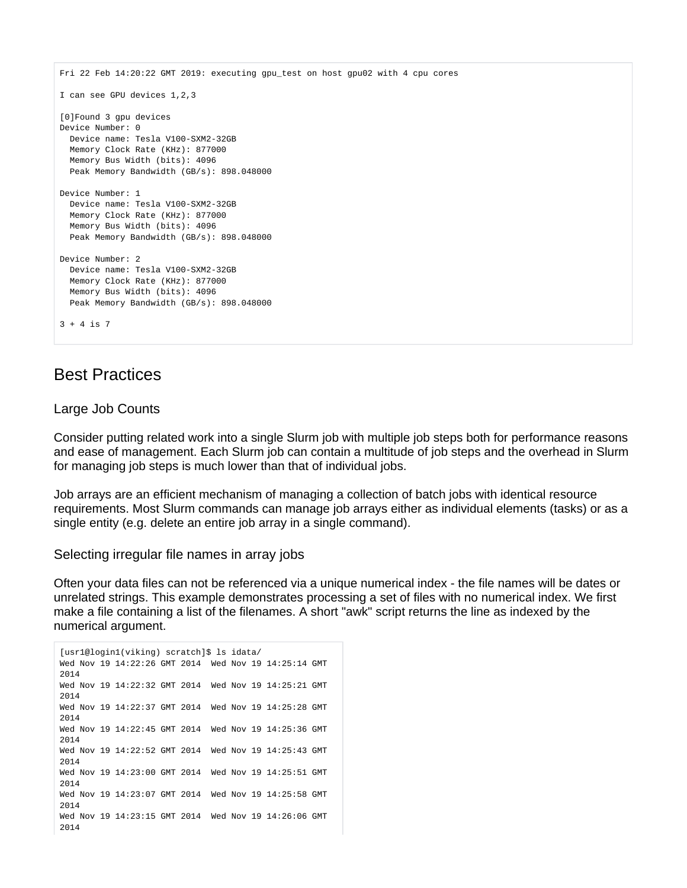```
Fri 22 Feb 14:20:22 GMT 2019: executing gpu_test on host gpu02 with 4 cpu cores

I can see GPU devices 1,2,3

[0]Found 3 gpu devices
Device Number: 0
  Device name: Tesla V100-SXM2-32GB
  Memory Clock Rate (KHz): 877000
  Memory Bus Width (bits): 4096
  Peak Memory Bandwidth (GB/s): 898.048000

Device Number: 1
  Device name: Tesla V100-SXM2-32GB
  Memory Clock Rate (KHz): 877000
  Memory Bus Width (bits): 4096
  Peak Memory Bandwidth (GB/s): 898.048000

Device Number: 2
  Device name: Tesla V100-SXM2-32GB
  Memory Clock Rate (KHz): 877000
  Memory Bus Width (bits): 4096
  Peak Memory Bandwidth (GB/s): 898.048000

3 + 4 is 7
```

## Best Practices

### Large Job Counts

Consider putting related work into a single Slurm job with multiple job steps both for performance reasons and ease of management. Each Slurm job can contain a multitude of job steps and the overhead in Slurm for managing job steps is much lower than that of individual jobs.

Job arrays are an efficient mechanism of managing a collection of batch jobs with identical resource requirements. Most Slurm commands can manage job arrays either as individual elements (tasks) or as a single entity (e.g. delete an entire job array in a single command).

### Selecting irregular file names in array jobs

Often your data files can not be referenced via a unique numerical index - the file names will be dates or unrelated strings. This example demonstrates processing a set of files with no numerical index. We first make a file containing a list of the filenames. A short "awk" script returns the line as indexed by the numerical argument.

```
[usr1@login1(viking) scratch]$ ls idata/
Wed Nov 19 14:22:26 GMT 2014  Wed Nov 19 14:25:14 GMT
2014
Wed Nov 19 14:22:32 GMT 2014  Wed Nov 19 14:25:21 GMT
2014
Wed Nov 19 14:22:37 GMT 2014  Wed Nov 19 14:25:28 GMT
2014
Wed Nov 19 14:22:45 GMT 2014  Wed Nov 19 14:25:36 GMT
2014
Wed Nov 19 14:22:52 GMT 2014  Wed Nov 19 14:25:43 GMT
2014
Wed Nov 19 14:23:00 GMT 2014  Wed Nov 19 14:25:51 GMT
2014
Wed Nov 19 14:23:07 GMT 2014  Wed Nov 19 14:25:58 GMT
2014
Wed Nov 19 14:23:15 GMT 2014  Wed Nov 19 14:26:06 GMT
2014
```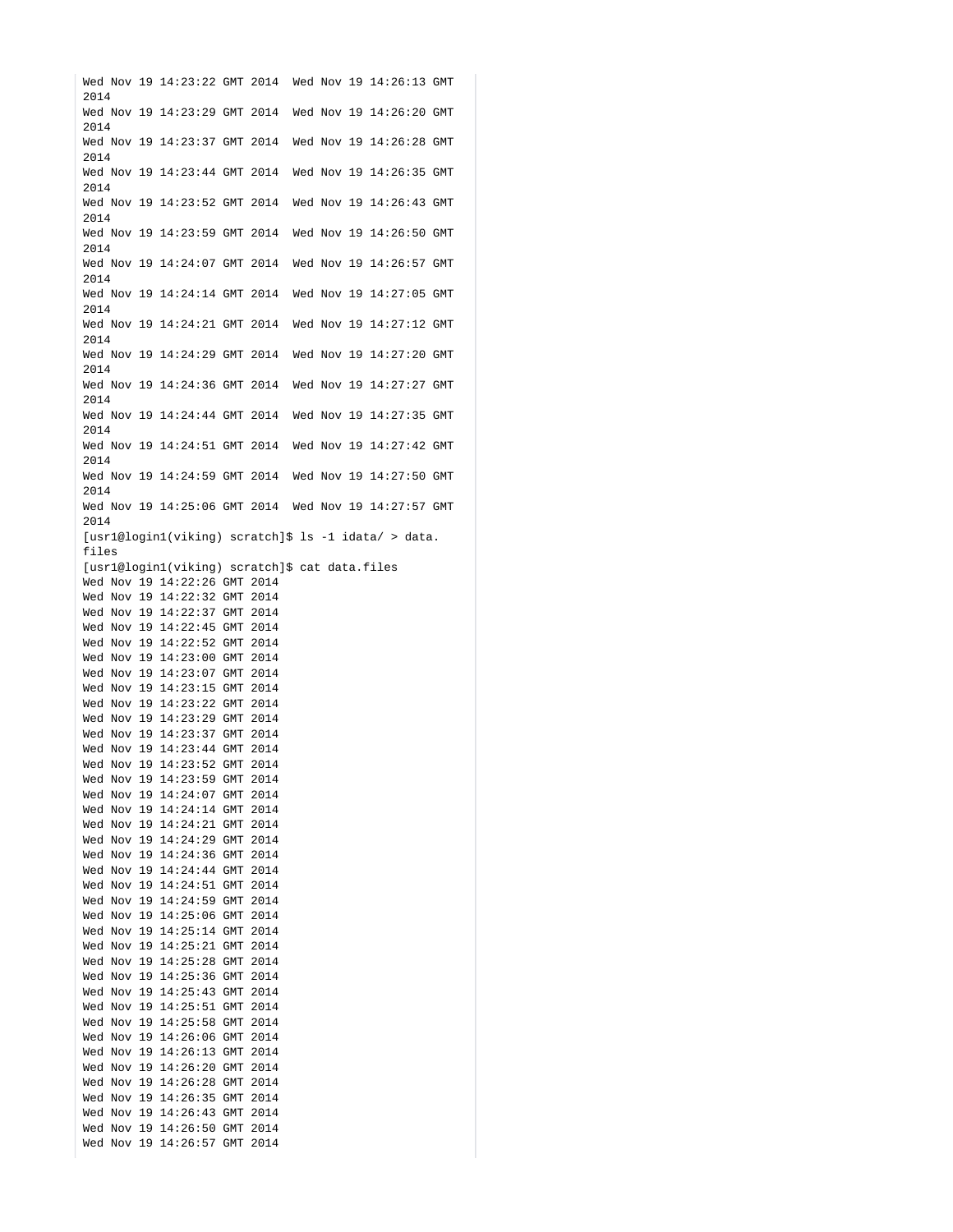```
Wed Nov 19 14:23:22 GMT 2014  Wed Nov 19 14:26:13 GMT 2014
Wed Nov 19 14:23:29 GMT 2014  Wed Nov 19 14:26:20 GMT 2014
Wed Nov 19 14:23:37 GMT 2014  Wed Nov 19 14:26:28 GMT 2014
Wed Nov 19 14:23:44 GMT 2014  Wed Nov 19 14:26:35 GMT 2014
Wed Nov 19 14:23:52 GMT 2014  Wed Nov 19 14:26:43 GMT 2014
Wed Nov 19 14:23:59 GMT 2014  Wed Nov 19 14:26:50 GMT 2014
Wed Nov 19 14:24:07 GMT 2014  Wed Nov 19 14:26:57 GMT 2014
Wed Nov 19 14:24:14 GMT 2014  Wed Nov 19 14:27:05 GMT 2014
Wed Nov 19 14:24:21 GMT 2014  Wed Nov 19 14:27:12 GMT 2014
Wed Nov 19 14:24:29 GMT 2014  Wed Nov 19 14:27:20 GMT 2014
Wed Nov 19 14:24:36 GMT 2014  Wed Nov 19 14:27:27 GMT 2014
Wed Nov 19 14:24:44 GMT 2014  Wed Nov 19 14:27:35 GMT 2014
Wed Nov 19 14:24:51 GMT 2014  Wed Nov 19 14:27:42 GMT 2014
Wed Nov 19 14:24:59 GMT 2014  Wed Nov 19 14:27:50 GMT 2014
Wed Nov 19 14:25:06 GMT 2014  Wed Nov 19 14:27:57 GMT 2014
[usr1@login1(viking) scratch]$ ls -1 idata/ > data.files
[usr1@login1(viking) scratch]$ cat data.files
Wed Nov 19 14:22:26 GMT 2014
Wed Nov 19 14:22:32 GMT 2014
Wed Nov 19 14:22:37 GMT 2014
Wed Nov 19 14:22:45 GMT 2014
Wed Nov 19 14:22:52 GMT 2014
Wed Nov 19 14:23:00 GMT 2014
Wed Nov 19 14:23:07 GMT 2014
Wed Nov 19 14:23:15 GMT 2014
Wed Nov 19 14:23:22 GMT 2014
Wed Nov 19 14:23:29 GMT 2014
Wed Nov 19 14:23:37 GMT 2014
Wed Nov 19 14:23:44 GMT 2014
Wed Nov 19 14:23:52 GMT 2014
Wed Nov 19 14:23:59 GMT 2014
Wed Nov 19 14:24:07 GMT 2014
Wed Nov 19 14:24:14 GMT 2014
Wed Nov 19 14:24:21 GMT 2014
Wed Nov 19 14:24:29 GMT 2014
Wed Nov 19 14:24:36 GMT 2014
Wed Nov 19 14:24:44 GMT 2014
Wed Nov 19 14:24:51 GMT 2014
Wed Nov 19 14:24:59 GMT 2014
Wed Nov 19 14:25:06 GMT 2014
Wed Nov 19 14:25:14 GMT 2014
Wed Nov 19 14:25:21 GMT 2014
Wed Nov 19 14:25:28 GMT 2014
Wed Nov 19 14:25:36 GMT 2014
Wed Nov 19 14:25:43 GMT 2014
Wed Nov 19 14:25:51 GMT 2014
Wed Nov 19 14:25:58 GMT 2014
Wed Nov 19 14:26:06 GMT 2014
Wed Nov 19 14:26:13 GMT 2014
Wed Nov 19 14:26:20 GMT 2014
Wed Nov 19 14:26:28 GMT 2014
Wed Nov 19 14:26:35 GMT 2014
Wed Nov 19 14:26:43 GMT 2014
Wed Nov 19 14:26:50 GMT 2014
Wed Nov 19 14:26:57 GMT 2014
```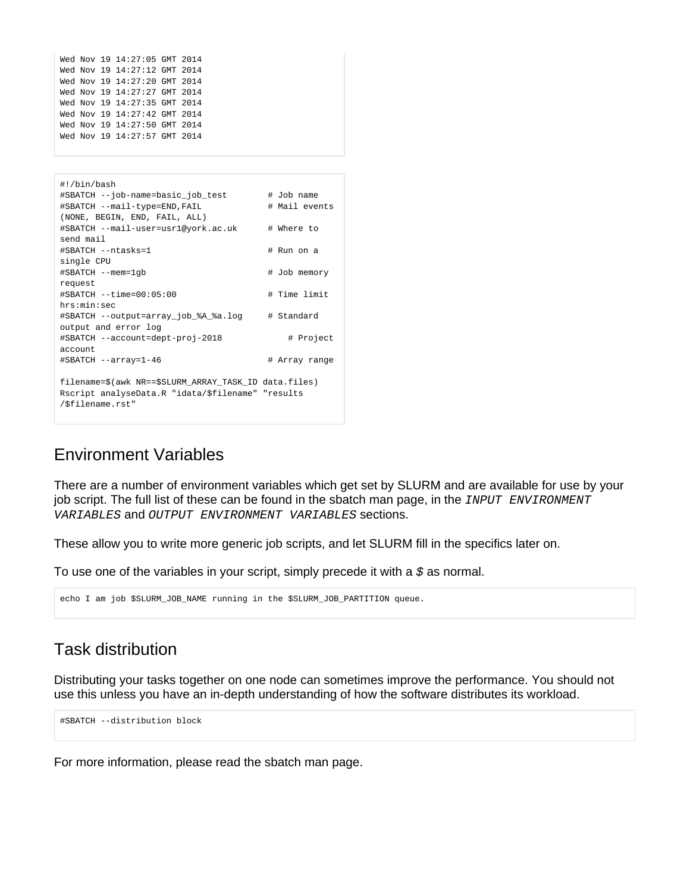```
Wed Nov 19 14:27:05 GMT 2014
Wed Nov 19 14:27:12 GMT 2014
Wed Nov 19 14:27:20 GMT 2014
Wed Nov 19 14:27:27 GMT 2014
Wed Nov 19 14:27:35 GMT 2014
Wed Nov 19 14:27:42 GMT 2014
Wed Nov 19 14:27:50 GMT 2014
Wed Nov 19 14:27:57 GMT 2014
```

```
#!/bin/bash
#SBATCH --job-name=basic_job_test        # Job name
#SBATCH --mail-type=END,FAIL             # Mail events (NONE, BEGIN, END, FAIL, ALL)
#SBATCH --mail-user=usr1@york.ac.uk      # Where to send mail
#SBATCH --ntasks=1                       # Run on a single CPU
#SBATCH --mem=1gb                        # Job memory request
#SBATCH --time=00:05:00                  # Time limit hrs:min:sec
#SBATCH --output=array_job_%A_%a.log     # Standard output and error log
#SBATCH --account=dept-proj-2018             # Project account
#SBATCH --array=1-46                     # Array range

filename=$(awk NR==$SLURM_ARRAY_TASK_ID data.files)
Rscript analyseData.R "idata/$filename" "results/$filename.rst"
```

## Environment Variables

There are a number of environment variables which get set by SLURM and are available for use by your job script. The full list of these can be found in the sbatch man page, in the *INPUT ENVIRONMENT VARIABLES* and *OUTPUT ENVIRONMENT VARIABLES* sections.

These allow you to write more generic job scripts, and let SLURM fill in the specifics later on.

To use one of the variables in your script, simply precede it with a *$* as normal.

```
echo I am job $SLURM_JOB_NAME running in the $SLURM_JOB_PARTITION queue.
```

## Task distribution

Distributing your tasks together on one node can sometimes improve the performance. You should not use this unless you have an in-depth understanding of how the software distributes its workload.

```
#SBATCH --distribution block
```

For more information, please read the sbatch man page.